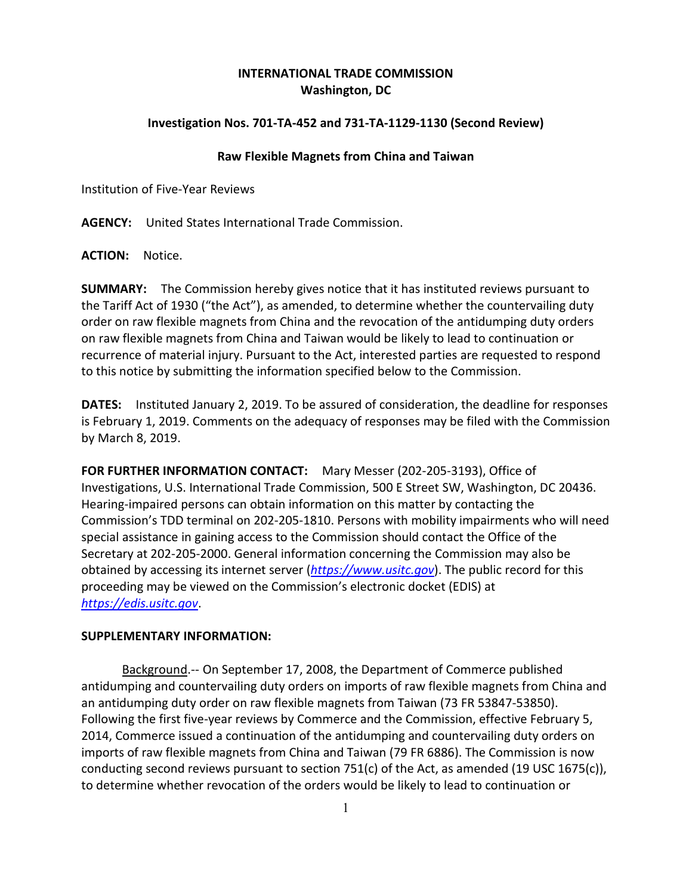**INTERNATIONAL TRADE COMMISSION**
**Washington, DC**

**Investigation Nos. 701-TA-452 and 731-TA-1129-1130 (Second Review)**

**Raw Flexible Magnets from China and Taiwan**

Institution of Five-Year Reviews

**AGENCY:** United States International Trade Commission.

**ACTION:** Notice.

**SUMMARY:** The Commission hereby gives notice that it has instituted reviews pursuant to the Tariff Act of 1930 ("the Act"), as amended, to determine whether the countervailing duty order on raw flexible magnets from China and the revocation of the antidumping duty orders on raw flexible magnets from China and Taiwan would be likely to lead to continuation or recurrence of material injury. Pursuant to the Act, interested parties are requested to respond to this notice by submitting the information specified below to the Commission.

**DATES:** Instituted January 2, 2019. To be assured of consideration, the deadline for responses is February 1, 2019. Comments on the adequacy of responses may be filed with the Commission by March 8, 2019.

**FOR FURTHER INFORMATION CONTACT:** Mary Messer (202-205-3193), Office of Investigations, U.S. International Trade Commission, 500 E Street SW, Washington, DC 20436. Hearing-impaired persons can obtain information on this matter by contacting the Commission's TDD terminal on 202-205-1810. Persons with mobility impairments who will need special assistance in gaining access to the Commission should contact the Office of the Secretary at 202-205-2000. General information concerning the Commission may also be obtained by accessing its internet server (*https://www.usitc.gov*). The public record for this proceeding may be viewed on the Commission's electronic docket (EDIS) at *https://edis.usitc.gov*.

**SUPPLEMENTARY INFORMATION:**

Background.-- On September 17, 2008, the Department of Commerce published antidumping and countervailing duty orders on imports of raw flexible magnets from China and an antidumping duty order on raw flexible magnets from Taiwan (73 FR 53847-53850). Following the first five-year reviews by Commerce and the Commission, effective February 5, 2014, Commerce issued a continuation of the antidumping and countervailing duty orders on imports of raw flexible magnets from China and Taiwan (79 FR 6886). The Commission is now conducting second reviews pursuant to section 751(c) of the Act, as amended (19 USC 1675(c)), to determine whether revocation of the orders would be likely to lead to continuation or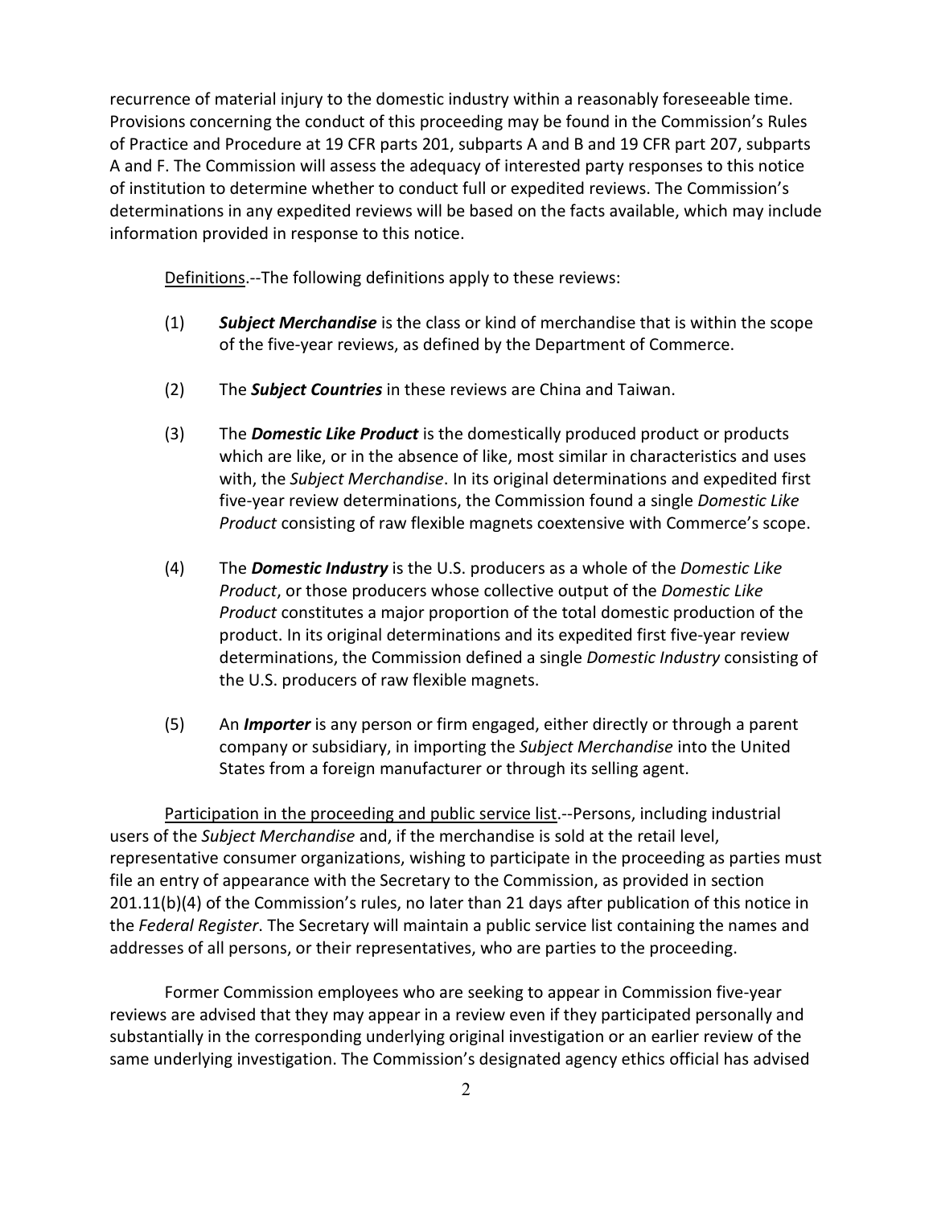recurrence of material injury to the domestic industry within a reasonably foreseeable time. Provisions concerning the conduct of this proceeding may be found in the Commission's Rules of Practice and Procedure at 19 CFR parts 201, subparts A and B and 19 CFR part 207, subparts A and F. The Commission will assess the adequacy of interested party responses to this notice of institution to determine whether to conduct full or expedited reviews. The Commission's determinations in any expedited reviews will be based on the facts available, which may include information provided in response to this notice.

Definitions.--The following definitions apply to these reviews:

(1) ***Subject Merchandise*** is the class or kind of merchandise that is within the scope of the five-year reviews, as defined by the Department of Commerce.

(2) The ***Subject Countries*** in these reviews are China and Taiwan.

(3) The ***Domestic Like Product*** is the domestically produced product or products which are like, or in the absence of like, most similar in characteristics and uses with, the *Subject Merchandise*. In its original determinations and expedited first five-year review determinations, the Commission found a single *Domestic Like Product* consisting of raw flexible magnets coextensive with Commerce's scope.

(4) The ***Domestic Industry*** is the U.S. producers as a whole of the *Domestic Like Product*, or those producers whose collective output of the *Domestic Like Product* constitutes a major proportion of the total domestic production of the product. In its original determinations and its expedited first five-year review determinations, the Commission defined a single *Domestic Industry* consisting of the U.S. producers of raw flexible magnets.

(5) An ***Importer*** is any person or firm engaged, either directly or through a parent company or subsidiary, in importing the *Subject Merchandise* into the United States from a foreign manufacturer or through its selling agent.

Participation in the proceeding and public service list.--Persons, including industrial users of the *Subject Merchandise* and, if the merchandise is sold at the retail level, representative consumer organizations, wishing to participate in the proceeding as parties must file an entry of appearance with the Secretary to the Commission, as provided in section 201.11(b)(4) of the Commission's rules, no later than 21 days after publication of this notice in the *Federal Register*. The Secretary will maintain a public service list containing the names and addresses of all persons, or their representatives, who are parties to the proceeding.

Former Commission employees who are seeking to appear in Commission five-year reviews are advised that they may appear in a review even if they participated personally and substantially in the corresponding underlying original investigation or an earlier review of the same underlying investigation. The Commission's designated agency ethics official has advised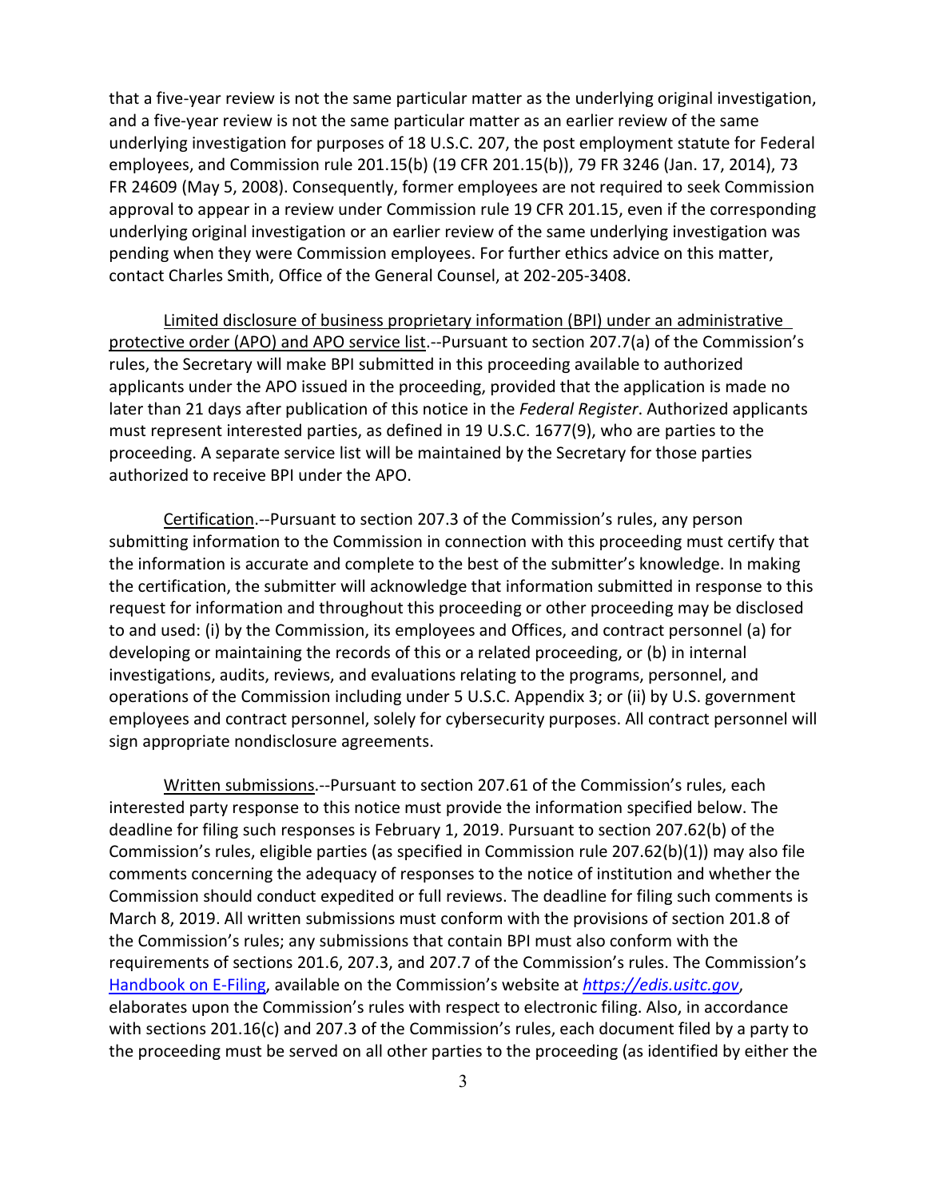that a five-year review is not the same particular matter as the underlying original investigation, and a five-year review is not the same particular matter as an earlier review of the same underlying investigation for purposes of 18 U.S.C. 207, the post employment statute for Federal employees, and Commission rule 201.15(b) (19 CFR 201.15(b)), 79 FR 3246 (Jan. 17, 2014), 73 FR 24609 (May 5, 2008). Consequently, former employees are not required to seek Commission approval to appear in a review under Commission rule 19 CFR 201.15, even if the corresponding underlying original investigation or an earlier review of the same underlying investigation was pending when they were Commission employees. For further ethics advice on this matter, contact Charles Smith, Office of the General Counsel, at 202-205-3408.

Limited disclosure of business proprietary information (BPI) under an administrative protective order (APO) and APO service list.--Pursuant to section 207.7(a) of the Commission's rules, the Secretary will make BPI submitted in this proceeding available to authorized applicants under the APO issued in the proceeding, provided that the application is made no later than 21 days after publication of this notice in the *Federal Register*. Authorized applicants must represent interested parties, as defined in 19 U.S.C. 1677(9), who are parties to the proceeding. A separate service list will be maintained by the Secretary for those parties authorized to receive BPI under the APO.

Certification.--Pursuant to section 207.3 of the Commission's rules, any person submitting information to the Commission in connection with this proceeding must certify that the information is accurate and complete to the best of the submitter's knowledge. In making the certification, the submitter will acknowledge that information submitted in response to this request for information and throughout this proceeding or other proceeding may be disclosed to and used: (i) by the Commission, its employees and Offices, and contract personnel (a) for developing or maintaining the records of this or a related proceeding, or (b) in internal investigations, audits, reviews, and evaluations relating to the programs, personnel, and operations of the Commission including under 5 U.S.C. Appendix 3; or (ii) by U.S. government employees and contract personnel, solely for cybersecurity purposes. All contract personnel will sign appropriate nondisclosure agreements.

Written submissions.--Pursuant to section 207.61 of the Commission's rules, each interested party response to this notice must provide the information specified below. The deadline for filing such responses is February 1, 2019. Pursuant to section 207.62(b) of the Commission's rules, eligible parties (as specified in Commission rule 207.62(b)(1)) may also file comments concerning the adequacy of responses to the notice of institution and whether the Commission should conduct expedited or full reviews. The deadline for filing such comments is March 8, 2019. All written submissions must conform with the provisions of section 201.8 of the Commission's rules; any submissions that contain BPI must also conform with the requirements of sections 201.6, 207.3, and 207.7 of the Commission's rules. The Commission's Handbook on E-Filing, available on the Commission's website at *https://edis.usitc.gov*, elaborates upon the Commission's rules with respect to electronic filing. Also, in accordance with sections 201.16(c) and 207.3 of the Commission's rules, each document filed by a party to the proceeding must be served on all other parties to the proceeding (as identified by either the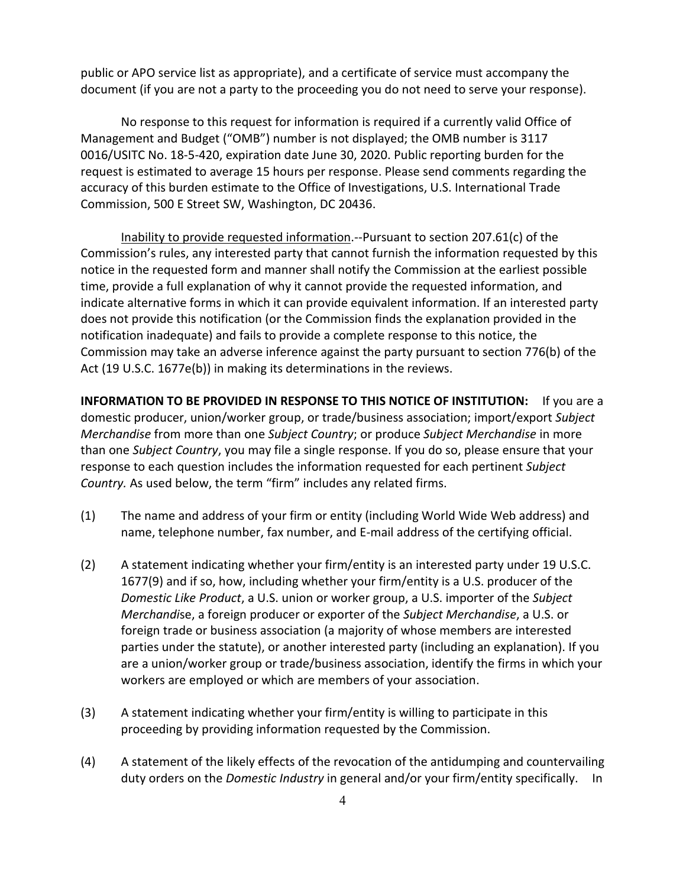public or APO service list as appropriate), and a certificate of service must accompany the document (if you are not a party to the proceeding you do not need to serve your response).

No response to this request for information is required if a currently valid Office of Management and Budget ("OMB") number is not displayed; the OMB number is 3117 0016/USITC No. 18-5-420, expiration date June 30, 2020. Public reporting burden for the request is estimated to average 15 hours per response. Please send comments regarding the accuracy of this burden estimate to the Office of Investigations, U.S. International Trade Commission, 500 E Street SW, Washington, DC 20436.

Inability to provide requested information.--Pursuant to section 207.61(c) of the Commission's rules, any interested party that cannot furnish the information requested by this notice in the requested form and manner shall notify the Commission at the earliest possible time, provide a full explanation of why it cannot provide the requested information, and indicate alternative forms in which it can provide equivalent information. If an interested party does not provide this notification (or the Commission finds the explanation provided in the notification inadequate) and fails to provide a complete response to this notice, the Commission may take an adverse inference against the party pursuant to section 776(b) of the Act (19 U.S.C. 1677e(b)) in making its determinations in the reviews.

**INFORMATION TO BE PROVIDED IN RESPONSE TO THIS NOTICE OF INSTITUTION:** If you are a domestic producer, union/worker group, or trade/business association; import/export *Subject Merchandise* from more than one *Subject Country*; or produce *Subject Merchandise* in more than one *Subject Country*, you may file a single response. If you do so, please ensure that your response to each question includes the information requested for each pertinent *Subject Country.* As used below, the term "firm" includes any related firms.

(1) The name and address of your firm or entity (including World Wide Web address) and name, telephone number, fax number, and E-mail address of the certifying official.

(2) A statement indicating whether your firm/entity is an interested party under 19 U.S.C. 1677(9) and if so, how, including whether your firm/entity is a U.S. producer of the *Domestic Like Product*, a U.S. union or worker group, a U.S. importer of the *Subject Merchandise*, a foreign producer or exporter of the *Subject Merchandise*, a U.S. or foreign trade or business association (a majority of whose members are interested parties under the statute), or another interested party (including an explanation). If you are a union/worker group or trade/business association, identify the firms in which your workers are employed or which are members of your association.

(3) A statement indicating whether your firm/entity is willing to participate in this proceeding by providing information requested by the Commission.

(4) A statement of the likely effects of the revocation of the antidumping and countervailing duty orders on the *Domestic Industry* in general and/or your firm/entity specifically. In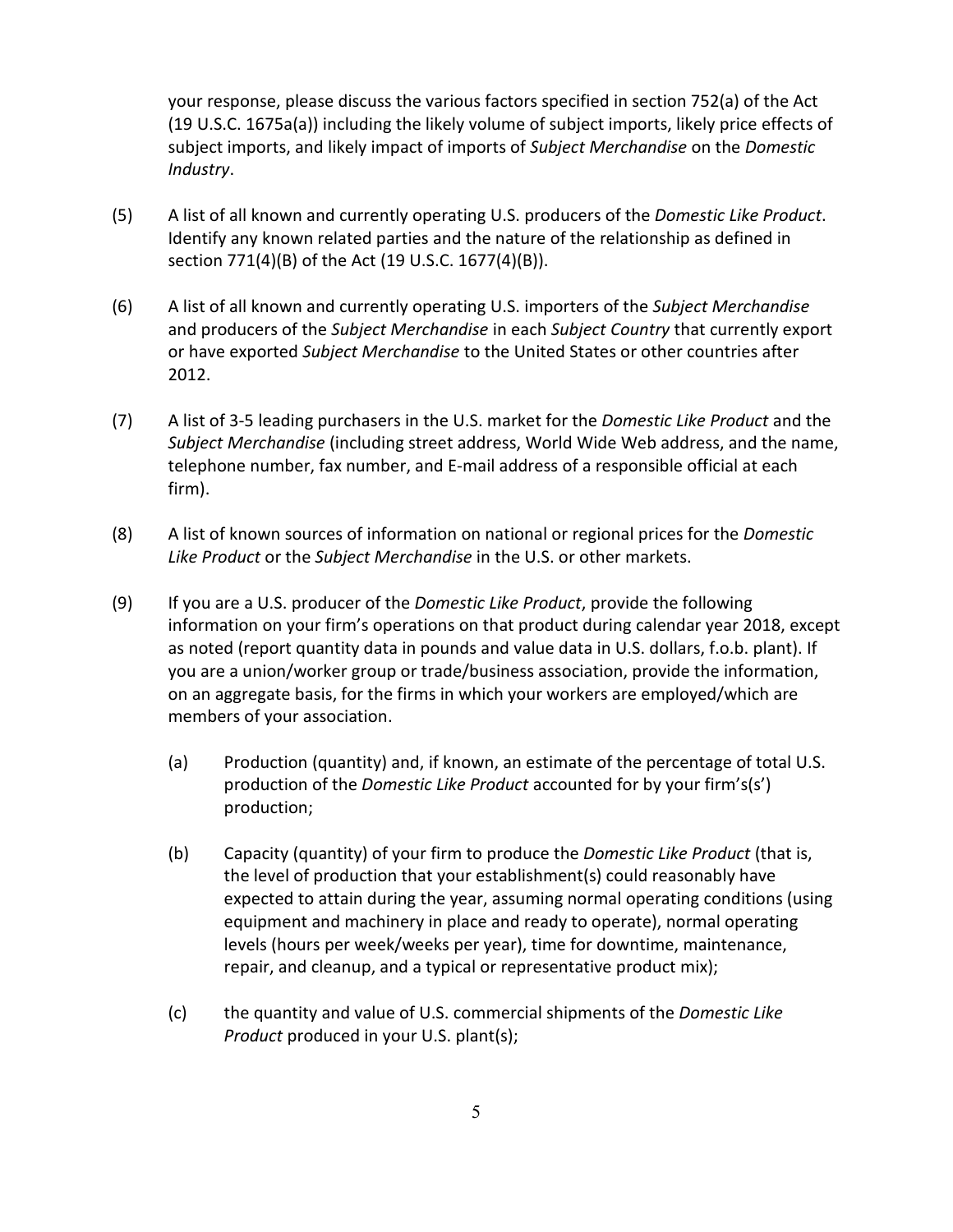your response, please discuss the various factors specified in section 752(a) of the Act (19 U.S.C. 1675a(a)) including the likely volume of subject imports, likely price effects of subject imports, and likely impact of imports of *Subject Merchandise* on the *Domestic Industry*.

(5) A list of all known and currently operating U.S. producers of the *Domestic Like Product*. Identify any known related parties and the nature of the relationship as defined in section 771(4)(B) of the Act (19 U.S.C. 1677(4)(B)).

(6) A list of all known and currently operating U.S. importers of the *Subject Merchandise* and producers of the *Subject Merchandise* in each *Subject Country* that currently export or have exported *Subject Merchandise* to the United States or other countries after 2012.

(7) A list of 3-5 leading purchasers in the U.S. market for the *Domestic Like Product* and the *Subject Merchandise* (including street address, World Wide Web address, and the name, telephone number, fax number, and E-mail address of a responsible official at each firm).

(8) A list of known sources of information on national or regional prices for the *Domestic Like Product* or the *Subject Merchandise* in the U.S. or other markets.

(9) If you are a U.S. producer of the *Domestic Like Product*, provide the following information on your firm's operations on that product during calendar year 2018, except as noted (report quantity data in pounds and value data in U.S. dollars, f.o.b. plant). If you are a union/worker group or trade/business association, provide the information, on an aggregate basis, for the firms in which your workers are employed/which are members of your association.

   (a) Production (quantity) and, if known, an estimate of the percentage of total U.S. production of the *Domestic Like Product* accounted for by your firm's(s') production;

   (b) Capacity (quantity) of your firm to produce the *Domestic Like Product* (that is, the level of production that your establishment(s) could reasonably have expected to attain during the year, assuming normal operating conditions (using equipment and machinery in place and ready to operate), normal operating levels (hours per week/weeks per year), time for downtime, maintenance, repair, and cleanup, and a typical or representative product mix);

   (c) the quantity and value of U.S. commercial shipments of the *Domestic Like Product* produced in your U.S. plant(s);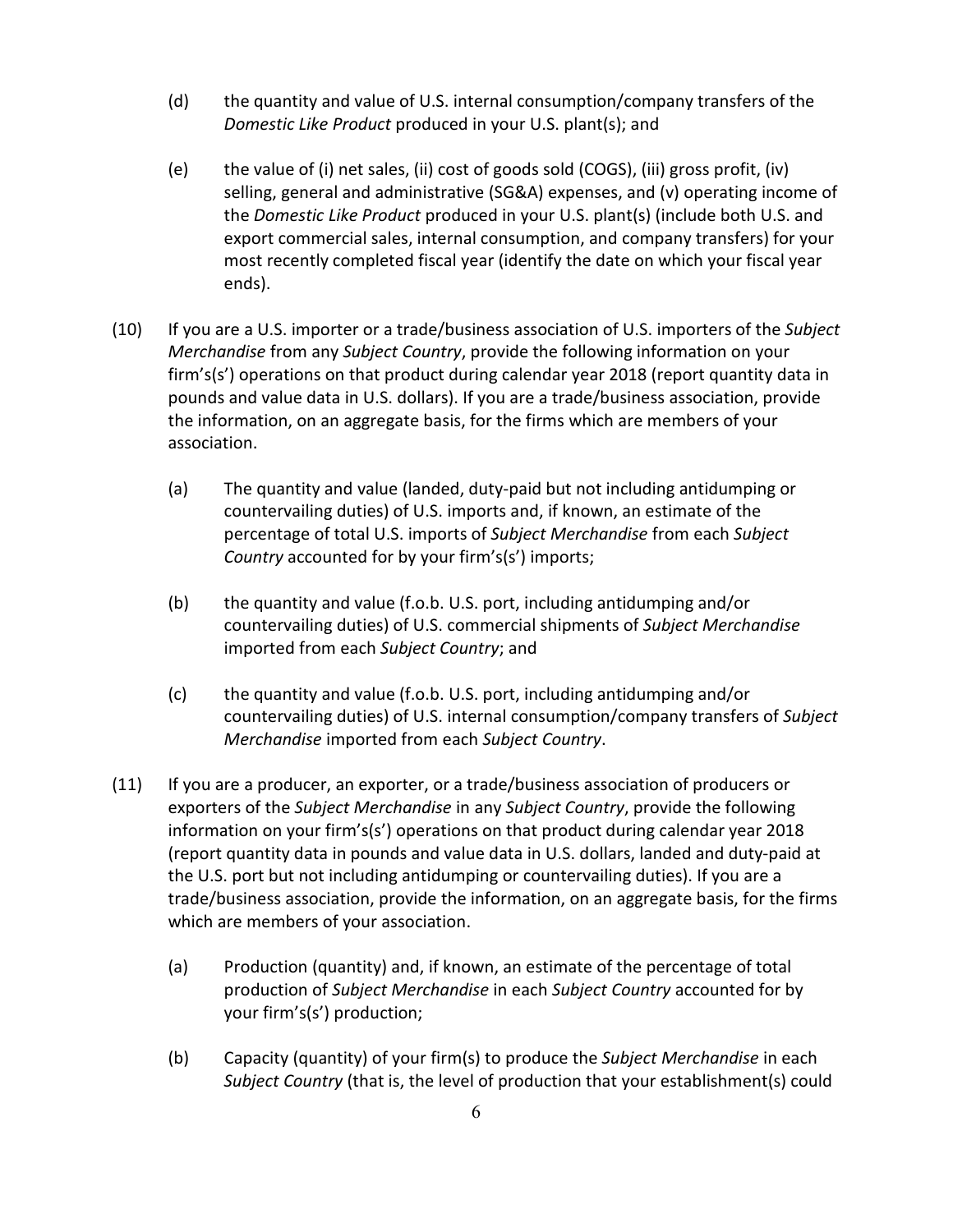(d) the quantity and value of U.S. internal consumption/company transfers of the *Domestic Like Product* produced in your U.S. plant(s); and

(e) the value of (i) net sales, (ii) cost of goods sold (COGS), (iii) gross profit, (iv) selling, general and administrative (SG&A) expenses, and (v) operating income of the *Domestic Like Product* produced in your U.S. plant(s) (include both U.S. and export commercial sales, internal consumption, and company transfers) for your most recently completed fiscal year (identify the date on which your fiscal year ends).

(10) If you are a U.S. importer or a trade/business association of U.S. importers of the *Subject Merchandise* from any *Subject Country*, provide the following information on your firm's(s') operations on that product during calendar year 2018 (report quantity data in pounds and value data in U.S. dollars). If you are a trade/business association, provide the information, on an aggregate basis, for the firms which are members of your association.

(a) The quantity and value (landed, duty-paid but not including antidumping or countervailing duties) of U.S. imports and, if known, an estimate of the percentage of total U.S. imports of *Subject Merchandise* from each *Subject Country* accounted for by your firm's(s') imports;

(b) the quantity and value (f.o.b. U.S. port, including antidumping and/or countervailing duties) of U.S. commercial shipments of *Subject Merchandise* imported from each *Subject Country*; and

(c) the quantity and value (f.o.b. U.S. port, including antidumping and/or countervailing duties) of U.S. internal consumption/company transfers of *Subject Merchandise* imported from each *Subject Country*.

(11) If you are a producer, an exporter, or a trade/business association of producers or exporters of the *Subject Merchandise* in any *Subject Country*, provide the following information on your firm's(s') operations on that product during calendar year 2018 (report quantity data in pounds and value data in U.S. dollars, landed and duty-paid at the U.S. port but not including antidumping or countervailing duties). If you are a trade/business association, provide the information, on an aggregate basis, for the firms which are members of your association.

(a) Production (quantity) and, if known, an estimate of the percentage of total production of *Subject Merchandise* in each *Subject Country* accounted for by your firm's(s') production;

(b) Capacity (quantity) of your firm(s) to produce the *Subject Merchandise* in each *Subject Country* (that is, the level of production that your establishment(s) could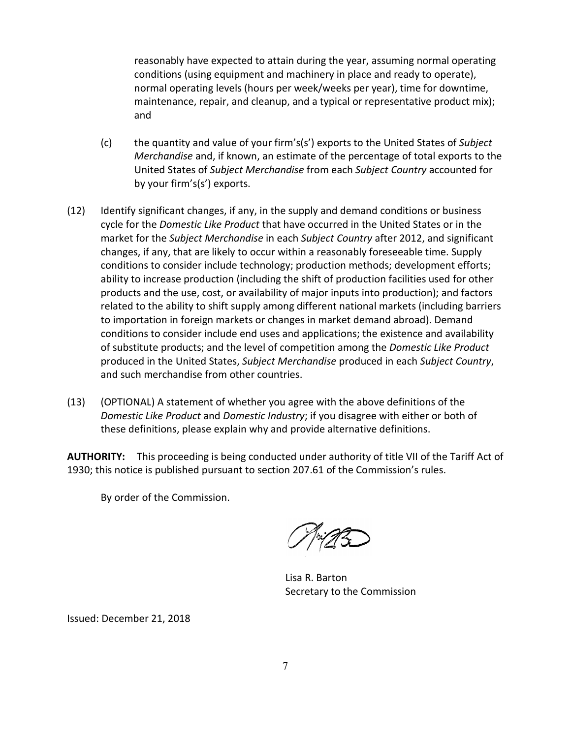reasonably have expected to attain during the year, assuming normal operating conditions (using equipment and machinery in place and ready to operate), normal operating levels (hours per week/weeks per year), time for downtime, maintenance, repair, and cleanup, and a typical or representative product mix); and

(c) the quantity and value of your firm's(s') exports to the United States of *Subject Merchandise* and, if known, an estimate of the percentage of total exports to the United States of *Subject Merchandise* from each *Subject Country* accounted for by your firm's(s') exports.

(12) Identify significant changes, if any, in the supply and demand conditions or business cycle for the *Domestic Like Product* that have occurred in the United States or in the market for the *Subject Merchandise* in each *Subject Country* after 2012, and significant changes, if any, that are likely to occur within a reasonably foreseeable time. Supply conditions to consider include technology; production methods; development efforts; ability to increase production (including the shift of production facilities used for other products and the use, cost, or availability of major inputs into production); and factors related to the ability to shift supply among different national markets (including barriers to importation in foreign markets or changes in market demand abroad). Demand conditions to consider include end uses and applications; the existence and availability of substitute products; and the level of competition among the *Domestic Like Product* produced in the United States, *Subject Merchandise* produced in each *Subject Country*, and such merchandise from other countries.

(13) (OPTIONAL) A statement of whether you agree with the above definitions of the *Domestic Like Product* and *Domestic Industry*; if you disagree with either or both of these definitions, please explain why and provide alternative definitions.

**AUTHORITY:** This proceeding is being conducted under authority of title VII of the Tariff Act of 1930; this notice is published pursuant to section 207.61 of the Commission's rules.

By order of the Commission.

Lisa R. Barton
Secretary to the Commission

Issued: December 21, 2018